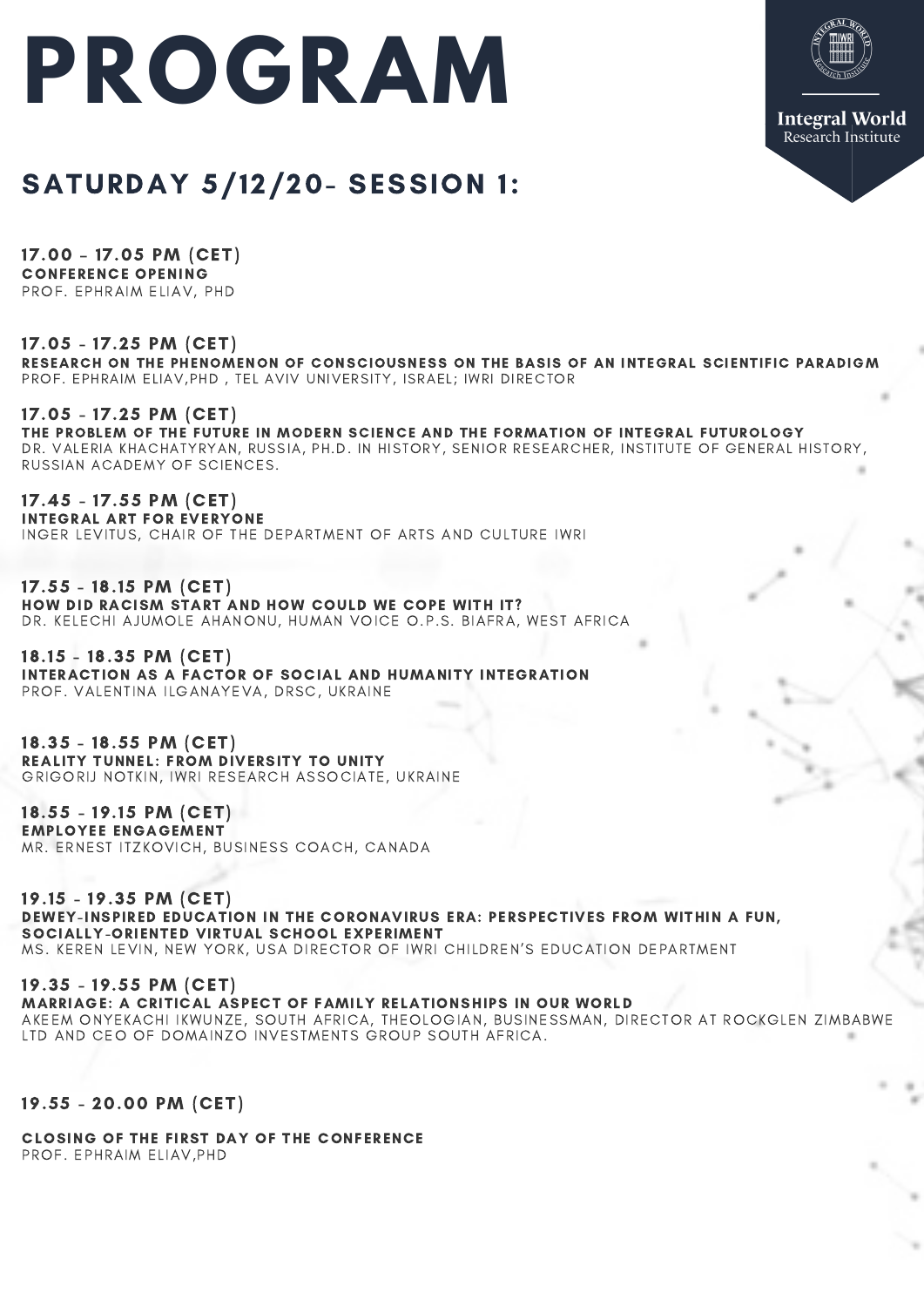# PROGRAM

Integral World
Research Institute

## SATURDAY 5/12/20- SESSION 1:

**17.00 - 17.05 PM (CET)**
**CONFERENCE OPENING**
PROF. EPHRAIM ELIAV, PHD

**17.05 - 17.25 PM (CET)**
**RESEARCH ON THE PHENOMENON OF CONSCIOUSNESS ON THE BASIS OF AN INTEGRAL SCIENTIFIC PARADIGM**
PROF. EPHRAIM ELIAV,PHD , TEL AVIV UNIVERSITY, ISRAEL; IWRI DIRECTOR

**17.05 - 17.25 PM (CET)**
**THE PROBLEM OF THE FUTURE IN MODERN SCIENCE AND THE FORMATION OF INTEGRAL FUTUROLOGY**
DR. VALERIA KHACHATYRYAN, RUSSIA, PH.D. IN HISTORY, SENIOR RESEARCHER, INSTITUTE OF GENERAL HISTORY, RUSSIAN ACADEMY OF SCIENCES.

**17.45 - 17.55 PM (CET)**
**INTEGRAL ART FOR EVERYONE**
INGER LEVITUS, CHAIR OF THE DEPARTMENT OF ARTS AND CULTURE IWRI

**17.55 - 18.15 PM (CET)**
**HOW DID RACISM START AND HOW COULD WE COPE WITH IT?**
DR. KELECHI AJUMOLE AHANONU, HUMAN VOICE O.P.S. BIAFRA, WEST AFRICA

**18.15 - 18.35 PM (CET)**
**INTERACTION AS A FACTOR OF SOCIAL AND HUMANITY INTEGRATION**
PROF. VALENTINA ILGANAYEVA, DRSC, UKRAINE

**18.35 - 18.55 PM (CET)**
**REALITY TUNNEL: FROM DIVERSITY TO UNITY**
GRIGORIJ NOTKIN, IWRI RESEARCH ASSOCIATE, UKRAINE

**18.55 - 19.15 PM (CET)**
**EMPLOYEE ENGAGEMENT**
MR. ERNEST ITZKOVICH, BUSINESS COACH, CANADA

**19.15 - 19.35 PM (CET)**
**DEWEY-INSPIRED EDUCATION IN THE CORONAVIRUS ERA: PERSPECTIVES FROM WITHIN A FUN, SOCIALLY-ORIENTED VIRTUAL SCHOOL EXPERIMENT**
MS. KEREN LEVIN, NEW YORK, USA DIRECTOR OF IWRI CHILDREN'S EDUCATION DEPARTMENT

**19.35 - 19.55 PM (CET)**
**MARRIAGE: A CRITICAL ASPECT OF FAMILY RELATIONSHIPS IN OUR WORLD**
AKEEM ONYEKACHI IKWUNZE, SOUTH AFRICA, THEOLOGIAN, BUSINESSMAN, DIRECTOR AT ROCKGLEN ZIMBABWE LTD AND CEO OF DOMAINZO INVESTMENTS GROUP SOUTH AFRICA.

**19.55 - 20.00 PM (CET)**

**CLOSING OF THE FIRST DAY OF THE CONFERENCE**
PROF. EPHRAIM ELIAV,PHD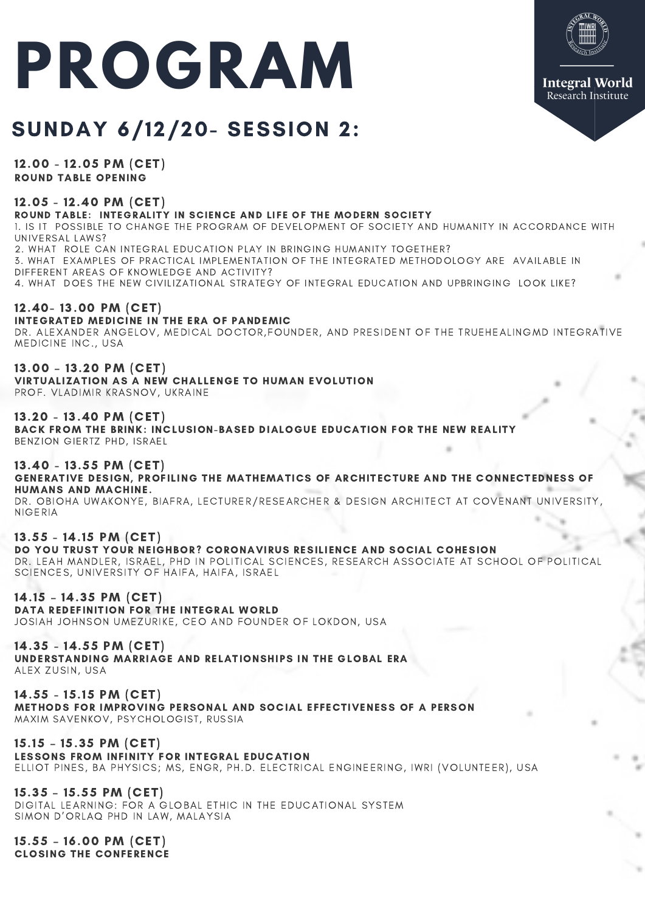# PROGRAM

Integral World Research Institute

## SUNDAY 6/12/20- SESSION 2:

**12.00 - 12.05 PM (CET)**
**ROUND TABLE OPENING**

**12.05 - 12.40 PM (CET)**
**ROUND TABLE: INTEGRALITY IN SCIENCE AND LIFE OF THE MODERN SOCIETY**
1. IS IT POSSIBLE TO CHANGE THE PROGRAM OF DEVELOPMENT OF SOCIETY AND HUMANITY IN ACCORDANCE WITH UNIVERSAL LAWS?
2. WHAT ROLE CAN INTEGRAL EDUCATION PLAY IN BRINGING HUMANITY TOGETHER?
3. WHAT EXAMPLES OF PRACTICAL IMPLEMENTATION OF THE INTEGRATED METHODOLOGY ARE AVAILABLE IN DIFFERENT AREAS OF KNOWLEDGE AND ACTIVITY?
4. WHAT DOES THE NEW CIVILIZATIONAL STRATEGY OF INTEGRAL EDUCATION AND UPBRINGING LOOK LIKE?

**12.40- 13.00 PM (CET)**
**INTEGRATED MEDICINE IN THE ERA OF PANDEMIC**
DR. ALEXANDER ANGELOV, MEDICAL DOCTOR,FOUNDER, AND PRESIDENT OF THE TRUEHEALINGMD INTEGRATIVE MEDICINE INC., USA

**13.00 - 13.20 PM (CET)**
**VIRTUALIZATION AS A NEW CHALLENGE TO HUMAN EVOLUTION**
PROF. VLADIMIR KRASNOV, UKRAINE

**13.20 - 13.40 PM (CET)**
**BACK FROM THE BRINK: INCLUSION-BASED DIALOGUE EDUCATION FOR THE NEW REALITY**
BENZION GIERTZ PHD, ISRAEL

**13.40 - 13.55 PM (CET)**
**GENERATIVE DESIGN, PROFILING THE MATHEMATICS OF ARCHITECTURE AND THE CONNECTEDNESS OF HUMANS AND MACHINE.**
DR. OBIOHA UWAKONYE, BIAFRA, LECTURER/RESEARCHER & DESIGN ARCHITECT AT COVENANT UNIVERSITY, NIGERIA

**13.55 - 14.15 PM (CET)**
**DO YOU TRUST YOUR NEIGHBOR? CORONAVIRUS RESILIENCE AND SOCIAL COHESION**
DR. LEAH MANDLER, ISRAEL, PHD IN POLITICAL SCIENCES, RESEARCH ASSOCIATE AT SCHOOL OF POLITICAL SCIENCES, UNIVERSITY OF HAIFA, HAIFA, ISRAEL

**14.15 – 14.35 PM (CET)**
**DATA REDEFINITION FOR THE INTEGRAL WORLD**
JOSIAH JOHNSON UMEZURIKE, CEO AND FOUNDER OF LOKDON, USA

**14.35 - 14.55 PM (CET)**
**UNDERSTANDING MARRIAGE AND RELATIONSHIPS IN THE GLOBAL ERA**
ALEX ZUSIN, USA

**14.55 - 15.15 PM (CET)**
**METHODS FOR IMPROVING PERSONAL AND SOCIAL EFFECTIVENESS OF A PERSON**
MAXIM SAVENKOV, PSYCHOLOGIST, RUSSIA

**15.15 – 15.35 PM (CET)**
**LESSONS FROM INFINITY FOR INTEGRAL EDUCATION**
ELLIOT PINES, BA PHYSICS; MS, ENGR, PH.D. ELECTRICAL ENGINEERING, IWRI (VOLUNTEER), USA

**15.35 – 15.55 PM (CET)**
DIGITAL LEARNING: FOR A GLOBAL ETHIC IN THE EDUCATIONAL SYSTEM
SIMON D'ORLAQ PHD IN LAW, MALAYSIA

**15.55 – 16.00 PM (CET)**
**CLOSING THE CONFERENCE**